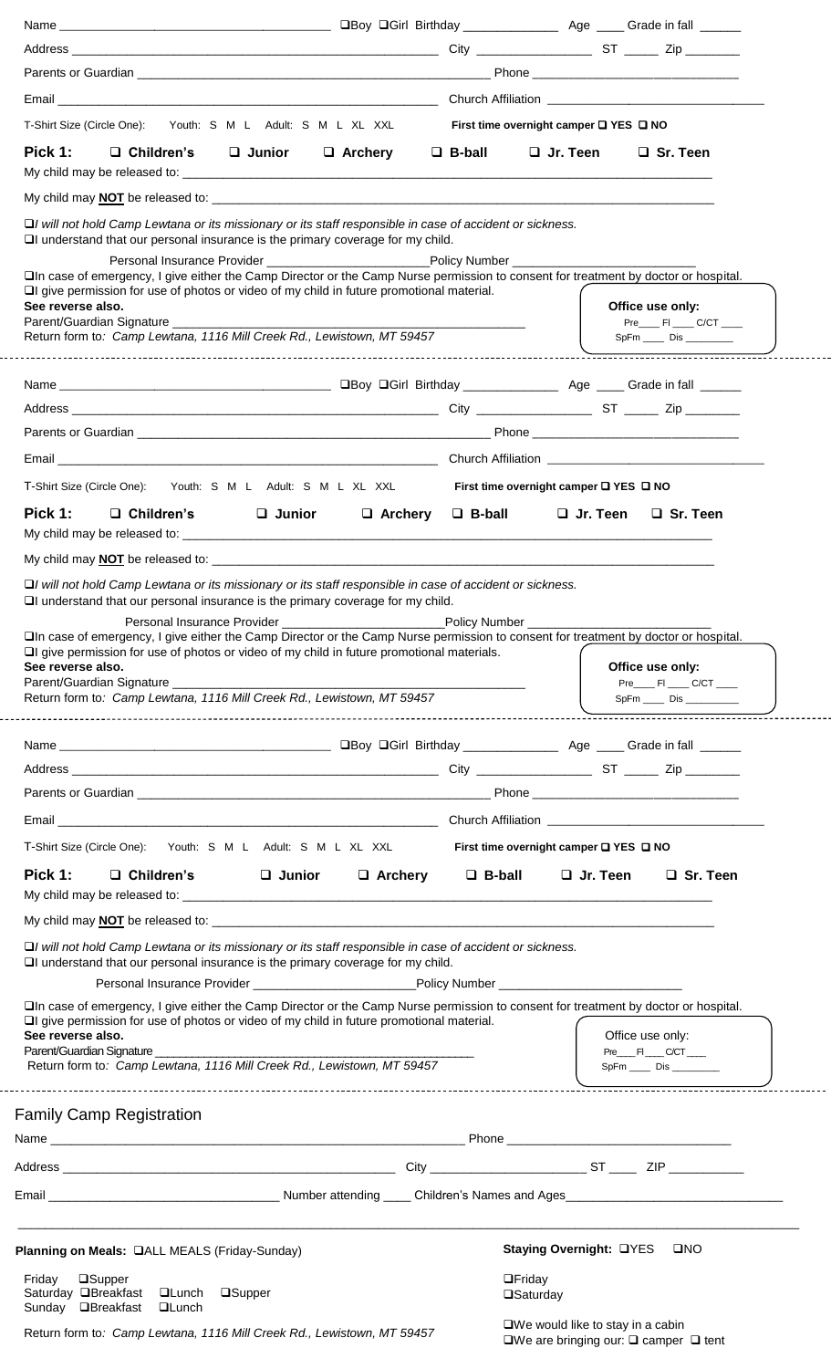Name ______________________________ ☐Boy ☐Girl Birthday ____________ Age ____ Grade in fall ______

Address ______________________________________ City ______________ ST _____ Zip _______

Parents or Guardian ______________________________________ Phone __________________________

Email ______________________________________ Church Affiliation __________________________

T-Shirt Size (Circle One): Youth: S M L Adult: S M L XL XXL **First time overnight camper ☐ YES ☐ NO**

**Pick 1:** ☐ **Children's** ☐ **Junior** ☐ **Archery** ☐ **B-ball** ☐ **Jr. Teen** ☐ **Sr. Teen**

My child may be released to: ____________________________________________________________

My child may **NOT** be released to: ______________________________________________________

☐*I will not hold Camp Lewtana or its missionary or its staff responsible in case of accident or sickness.*

☐I understand that our personal insurance is the primary coverage for my child.

Personal Insurance Provider ______________________ Policy Number ______________________

☐In case of emergency, I give either the Camp Director or the Camp Nurse permission to consent for treatment by doctor or hospital.

☐I give permission for use of photos or video of my child in future promotional material.

**See reverse also.**

Parent/Guardian Signature ______________________________________________

Return form to*: Camp Lewtana, 1116 Mill Creek Rd., Lewistown, MT 59457*

**Office use only:** Pre____ Fl ____ C/CT ____ SpFm ____ Dis ________

---

Name ______________________________ ☐Boy ☐Girl Birthday ____________ Age ____ Grade in fall ______

Address ______________________________________ City ______________ ST _____ Zip _______

Parents or Guardian ______________________________________ Phone __________________________

Email ______________________________________ Church Affiliation __________________________

T-Shirt Size (Circle One): Youth: S M L Adult: S M L XL XXL **First time overnight camper ☐ YES ☐ NO**

**Pick 1:** ☐ **Children's** ☐ **Junior** ☐ **Archery** ☐ **B-ball** ☐ **Jr. Teen** ☐ **Sr. Teen**

My child may be released to: ____________________________________________________________

My child may **NOT** be released to: ______________________________________________________

☐*I will not hold Camp Lewtana or its missionary or its staff responsible in case of accident or sickness.*

☐I understand that our personal insurance is the primary coverage for my child.

Personal Insurance Provider ______________________ Policy Number ______________________

☐In case of emergency, I give either the Camp Director or the Camp Nurse permission to consent for treatment by doctor or hospital.

☐I give permission for use of photos or video of my child in future promotional materials.

**See reverse also.**

Parent/Guardian Signature ______________________________________________

Return form to*: Camp Lewtana, 1116 Mill Creek Rd., Lewistown, MT 59457*

**Office use only:** Pre____ Fl ____ C/CT ____ SpFm ____ Dis ________

---

Name ______________________________ ☐Boy ☐Girl Birthday ____________ Age ____ Grade in fall ______

Address ______________________________________ City ______________ ST _____ Zip _______

Parents or Guardian ______________________________________ Phone __________________________

Email ______________________________________ Church Affiliation __________________________

T-Shirt Size (Circle One): Youth: S M L Adult: S M L XL XXL **First time overnight camper ☐ YES ☐ NO**

**Pick 1:** ☐ **Children's** ☐ **Junior** ☐ **Archery** ☐ **B-ball** ☐ **Jr. Teen** ☐ **Sr. Teen**

My child may be released to: ____________________________________________________________

My child may **NOT** be released to: ______________________________________________________

☐*I will not hold Camp Lewtana or its missionary or its staff responsible in case of accident or sickness.*

☐I understand that our personal insurance is the primary coverage for my child.

Personal Insurance Provider ______________________ Policy Number ______________________

☐In case of emergency, I give either the Camp Director or the Camp Nurse permission to consent for treatment by doctor or hospital.

☐I give permission for use of photos or video of my child in future promotional material.

**See reverse also.**

Parent/Guardian Signature ______________________________________________

Return form to*: Camp Lewtana, 1116 Mill Creek Rd., Lewistown, MT 59457*

Office use only: Pre____ Fl ____ C/CT ____ SpFm ____ Dis ________

---

## Family Camp Registration

Name ______________________________________________ Phone ___________________________

Address ______________________________________ City ____________________ ST ____ ZIP __________

Email ____________________________ Number attending ____ Children's Names and Ages___________________________

_____________________________________________________________________________________

**Planning on Meals:** ☐ALL MEALS (Friday-Sunday)

Friday ☐Supper

Saturday ☐Breakfast ☐Lunch ☐Supper

Sunday ☐Breakfast ☐Lunch

**Staying Overnight:** ☐YES ☐NO

☐Friday

☐Saturday

☐We would like to stay in a cabin

☐We are bringing our: ☐ camper ☐ tent

Return form to*: Camp Lewtana, 1116 Mill Creek Rd., Lewistown, MT 59457*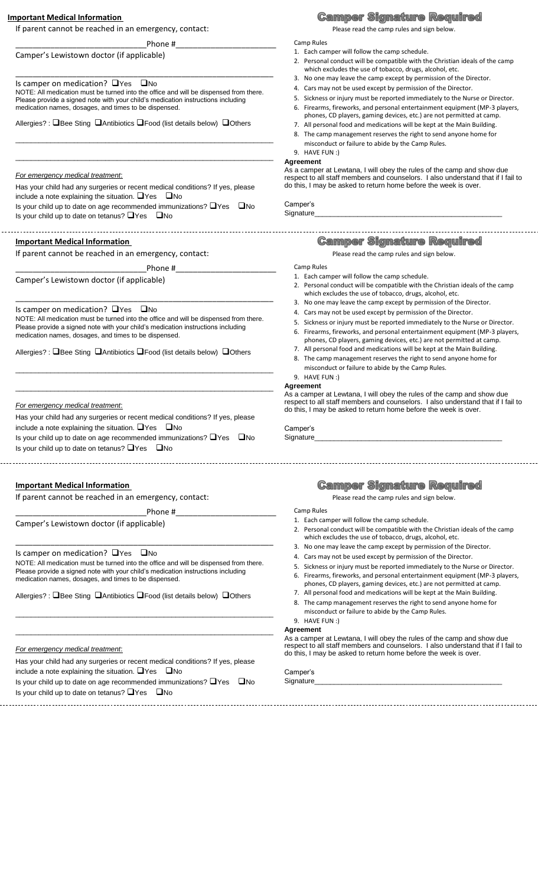## Important Medical Information

If parent cannot be reached in an emergency, contact:

_____________________________Phone #______________________

Camper's Lewistown doctor (if applicable)

_____________________________________________________________

Is camper on medication? ❑Yes ❑No

NOTE: All medication must be turned into the office and will be dispensed from there. Please provide a signed note with your child's medication instructions including medication names, dosages, and times to be dispensed.

Allergies? : ❑Bee Sting ❑Antibiotics ❑Food (list details below) ❑Others

_____________________________________________________________

_____________________________________________________________

*For emergency medical treatment*:

Has your child had any surgeries or recent medical conditions? If yes, please include a note explaining the situation. ❑Yes ❑No

Is your child up to date on age recommended immunizations? ❑Yes ❑No

Is your child up to date on tetanus? ❑Yes ❑No

## Camper Signature Required

Please read the camp rules and sign below.

Camp Rules

1. Each camper will follow the camp schedule.
2. Personal conduct will be compatible with the Christian ideals of the camp which excludes the use of tobacco, drugs, alcohol, etc.
3. No one may leave the camp except by permission of the Director.
4. Cars may not be used except by permission of the Director.
5. Sickness or injury must be reported immediately to the Nurse or Director.
6. Firearms, fireworks, and personal entertainment equipment (MP-3 players, phones, CD players, gaming devices, etc.) are not permitted at camp.
7. All personal food and medications will be kept at the Main Building.
8. The camp management reserves the right to send anyone home for misconduct or failure to abide by the Camp Rules.
9. HAVE FUN :)

**Agreement**

As a camper at Lewtana, I will obey the rules of the camp and show due respect to all staff members and counselors. I also understand that if I fail to do this, I may be asked to return home before the week is over.

Camper's Signature_____________________________________________

---

## Important Medical Information

If parent cannot be reached in an emergency, contact:

_____________________________Phone #______________________

Camper's Lewistown doctor (if applicable)

_____________________________________________________________

Is camper on medication? ❑Yes ❑No

NOTE: All medication must be turned into the office and will be dispensed from there. Please provide a signed note with your child's medication instructions including medication names, dosages, and times to be dispensed.

Allergies? : ❑Bee Sting ❑Antibiotics ❑Food (list details below) ❑Others

_____________________________________________________________

_____________________________________________________________

*For emergency medical treatment*:

Has your child had any surgeries or recent medical conditions? If yes, please include a note explaining the situation. ❑Yes ❑No

Is your child up to date on age recommended immunizations? ❑Yes ❑No

Is your child up to date on tetanus? ❑Yes ❑No

## Camper Signature Required

Please read the camp rules and sign below.

Camp Rules

1. Each camper will follow the camp schedule.
2. Personal conduct will be compatible with the Christian ideals of the camp which excludes the use of tobacco, drugs, alcohol, etc.
3. No one may leave the camp except by permission of the Director.
4. Cars may not be used except by permission of the Director.
5. Sickness or injury must be reported immediately to the Nurse or Director.
6. Firearms, fireworks, and personal entertainment equipment (MP-3 players, phones, CD players, gaming devices, etc.) are not permitted at camp.
7. All personal food and medications will be kept at the Main Building.
8. The camp management reserves the right to send anyone home for misconduct or failure to abide by the Camp Rules.
9. HAVE FUN :)

**Agreement**

As a camper at Lewtana, I will obey the rules of the camp and show due respect to all staff members and counselors. I also understand that if I fail to do this, I may be asked to return home before the week is over.

Camper's Signature_____________________________________________

---

## Important Medical Information

If parent cannot be reached in an emergency, contact:

_____________________________Phone #______________________

Camper's Lewistown doctor (if applicable)

_____________________________________________________________

Is camper on medication? ❑Yes ❑No

NOTE: All medication must be turned into the office and will be dispensed from there. Please provide a signed note with your child's medication instructions including medication names, dosages, and times to be dispensed.

Allergies? : ❑Bee Sting ❑Antibiotics ❑Food (list details below) ❑Others

_____________________________________________________________

_____________________________________________________________

*For emergency medical treatment*:

Has your child had any surgeries or recent medical conditions? If yes, please include a note explaining the situation. ❑Yes ❑No

Is your child up to date on age recommended immunizations? ❑Yes ❑No

Is your child up to date on tetanus? ❑Yes ❑No

## Camper Signature Required

Please read the camp rules and sign below.

Camp Rules

1. Each camper will follow the camp schedule.
2. Personal conduct will be compatible with the Christian ideals of the camp which excludes the use of tobacco, drugs, alcohol, etc.
3. No one may leave the camp except by permission of the Director.
4. Cars may not be used except by permission of the Director.
5. Sickness or injury must be reported immediately to the Nurse or Director.
6. Firearms, fireworks, and personal entertainment equipment (MP-3 players, phones, CD players, gaming devices, etc.) are not permitted at camp.
7. All personal food and medications will be kept at the Main Building.
8. The camp management reserves the right to send anyone home for misconduct or failure to abide by the Camp Rules.
9. HAVE FUN :)

**Agreement**

As a camper at Lewtana, I will obey the rules of the camp and show due respect to all staff members and counselors. I also understand that if I fail to do this, I may be asked to return home before the week is over.

Camper's Signature_____________________________________________